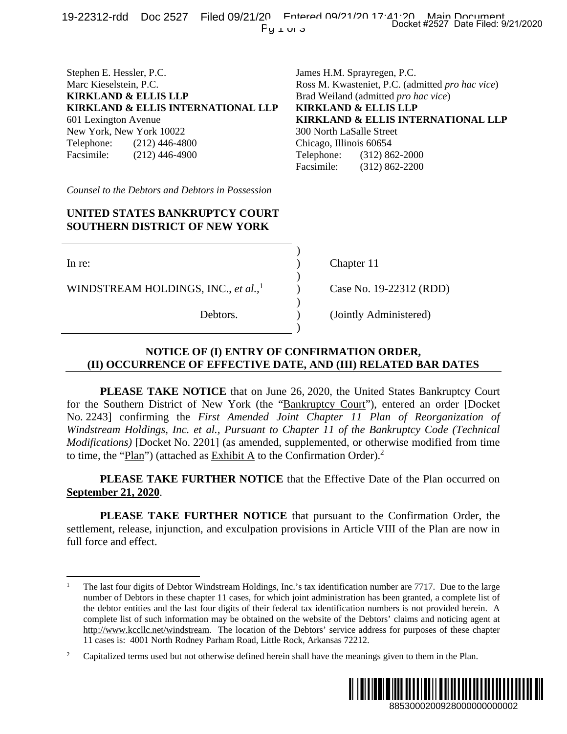Stephen E. Hessler, P.C.
Marc Kieselstein, P.C.
**KIRKLAND & ELLIS LLP**
**KIRKLAND & ELLIS INTERNATIONAL LLP**
601 Lexington Avenue
New York, New York 10022
Telephone: (212) 446-4800
Facsimile: (212) 446-4900

James H.M. Sprayregen, P.C.
Ross M. Kwasteniet, P.C. (admitted *pro hac vice*)
Brad Weiland (admitted *pro hac vice*)
**KIRKLAND & ELLIS LLP**
**KIRKLAND & ELLIS INTERNATIONAL LLP**
300 North LaSalle Street
Chicago, Illinois 60654
Telephone: (312) 862-2000
Facsimile: (312) 862-2200

*Counsel to the Debtors and Debtors in Possession*

**UNITED STATES BANKRUPTCY COURT**
**SOUTHERN DISTRICT OF NEW YORK**

| | | |
|---|---|---|
| In re: | ) | Chapter 11 |
| WINDSTREAM HOLDINGS, INC., *et al.*,[1] | ) | Case No. 19-22312 (RDD) |
| Debtors. | ) | (Jointly Administered) |

## NOTICE OF (I) ENTRY OF CONFIRMATION ORDER, (II) OCCURRENCE OF EFFECTIVE DATE, AND (III) RELATED BAR DATES

**PLEASE TAKE NOTICE** that on June 26, 2020, the United States Bankruptcy Court for the Southern District of New York (the "Bankruptcy Court"), entered an order [Docket No. 2243] confirming the *First Amended Joint Chapter 11 Plan of Reorganization of Windstream Holdings, Inc. et al., Pursuant to Chapter 11 of the Bankruptcy Code (Technical Modifications)* [Docket No. 2201] (as amended, supplemented, or otherwise modified from time to time, the "Plan") (attached as Exhibit A to the Confirmation Order).[2]

**PLEASE TAKE FURTHER NOTICE** that the Effective Date of the Plan occurred on **September 21, 2020**.

**PLEASE TAKE FURTHER NOTICE** that pursuant to the Confirmation Order, the settlement, release, injunction, and exculpation provisions in Article VIII of the Plan are now in full force and effect.

---

[1] The last four digits of Debtor Windstream Holdings, Inc.'s tax identification number are 7717. Due to the large number of Debtors in these chapter 11 cases, for which joint administration has been granted, a complete list of the debtor entities and the last four digits of their federal tax identification numbers is not provided herein. A complete list of such information may be obtained on the website of the Debtors' claims and noticing agent at http://www.kccllc.net/windstream. The location of the Debtors' service address for purposes of these chapter 11 cases is: 4001 North Rodney Parham Road, Little Rock, Arkansas 72212.

[2] Capitalized terms used but not otherwise defined herein shall have the meanings given to them in the Plan.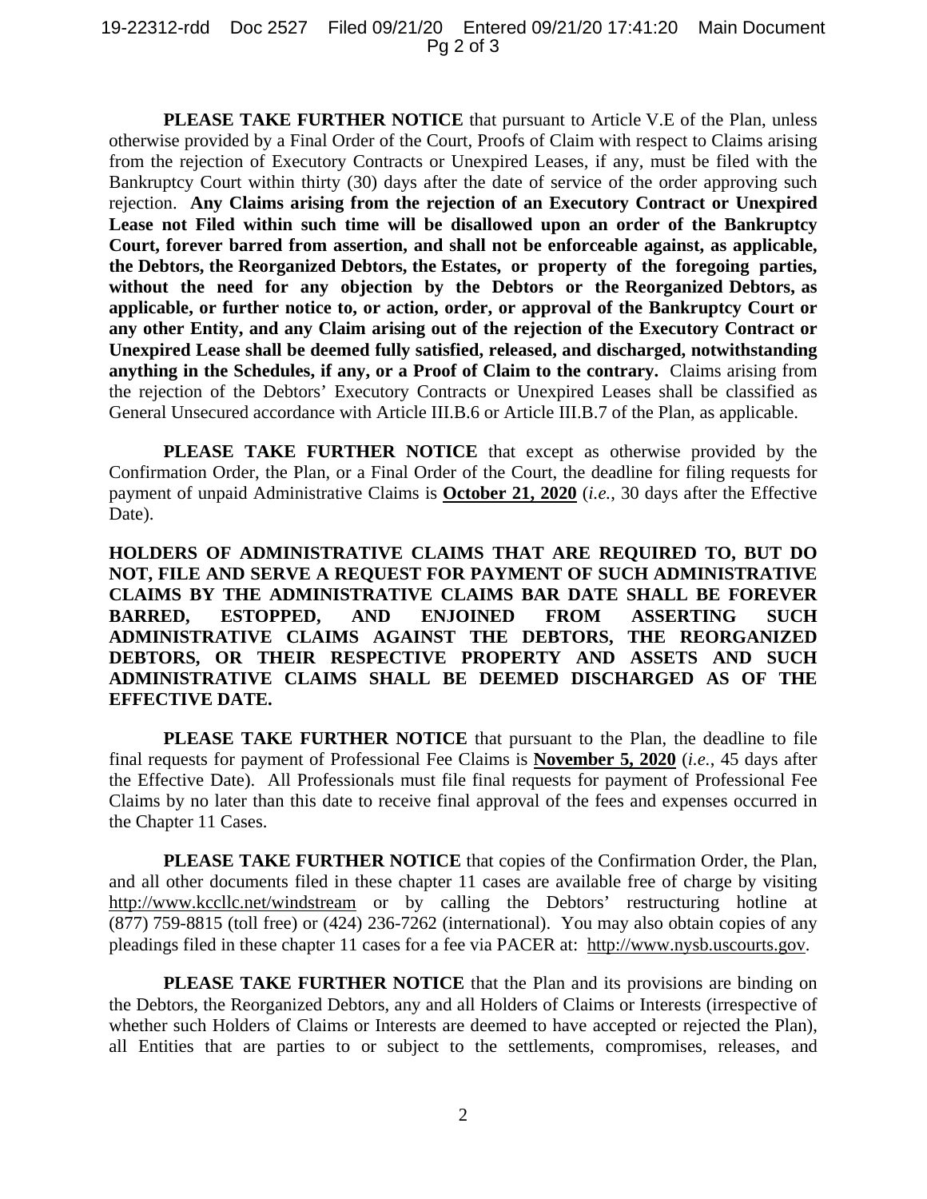**PLEASE TAKE FURTHER NOTICE** that pursuant to Article V.E of the Plan, unless otherwise provided by a Final Order of the Court, Proofs of Claim with respect to Claims arising from the rejection of Executory Contracts or Unexpired Leases, if any, must be filed with the Bankruptcy Court within thirty (30) days after the date of service of the order approving such rejection. **Any Claims arising from the rejection of an Executory Contract or Unexpired Lease not Filed within such time will be disallowed upon an order of the Bankruptcy Court, forever barred from assertion, and shall not be enforceable against, as applicable, the Debtors, the Reorganized Debtors, the Estates, or property of the foregoing parties, without the need for any objection by the Debtors or the Reorganized Debtors, as applicable, or further notice to, or action, order, or approval of the Bankruptcy Court or any other Entity, and any Claim arising out of the rejection of the Executory Contract or Unexpired Lease shall be deemed fully satisfied, released, and discharged, notwithstanding anything in the Schedules, if any, or a Proof of Claim to the contrary.** Claims arising from the rejection of the Debtors' Executory Contracts or Unexpired Leases shall be classified as General Unsecured accordance with Article III.B.6 or Article III.B.7 of the Plan, as applicable.

**PLEASE TAKE FURTHER NOTICE** that except as otherwise provided by the Confirmation Order, the Plan, or a Final Order of the Court, the deadline for filing requests for payment of unpaid Administrative Claims is **October 21, 2020** (*i.e.*, 30 days after the Effective Date).

**HOLDERS OF ADMINISTRATIVE CLAIMS THAT ARE REQUIRED TO, BUT DO NOT, FILE AND SERVE A REQUEST FOR PAYMENT OF SUCH ADMINISTRATIVE CLAIMS BY THE ADMINISTRATIVE CLAIMS BAR DATE SHALL BE FOREVER BARRED, ESTOPPED, AND ENJOINED FROM ASSERTING SUCH ADMINISTRATIVE CLAIMS AGAINST THE DEBTORS, THE REORGANIZED DEBTORS, OR THEIR RESPECTIVE PROPERTY AND ASSETS AND SUCH ADMINISTRATIVE CLAIMS SHALL BE DEEMED DISCHARGED AS OF THE EFFECTIVE DATE.**

**PLEASE TAKE FURTHER NOTICE** that pursuant to the Plan, the deadline to file final requests for payment of Professional Fee Claims is **November 5, 2020** (*i.e.*, 45 days after the Effective Date). All Professionals must file final requests for payment of Professional Fee Claims by no later than this date to receive final approval of the fees and expenses occurred in the Chapter 11 Cases.

**PLEASE TAKE FURTHER NOTICE** that copies of the Confirmation Order, the Plan, and all other documents filed in these chapter 11 cases are available free of charge by visiting http://www.kccllc.net/windstream or by calling the Debtors' restructuring hotline at (877) 759-8815 (toll free) or (424) 236-7262 (international). You may also obtain copies of any pleadings filed in these chapter 11 cases for a fee via PACER at: http://www.nysb.uscourts.gov.

**PLEASE TAKE FURTHER NOTICE** that the Plan and its provisions are binding on the Debtors, the Reorganized Debtors, any and all Holders of Claims or Interests (irrespective of whether such Holders of Claims or Interests are deemed to have accepted or rejected the Plan), all Entities that are parties to or subject to the settlements, compromises, releases, and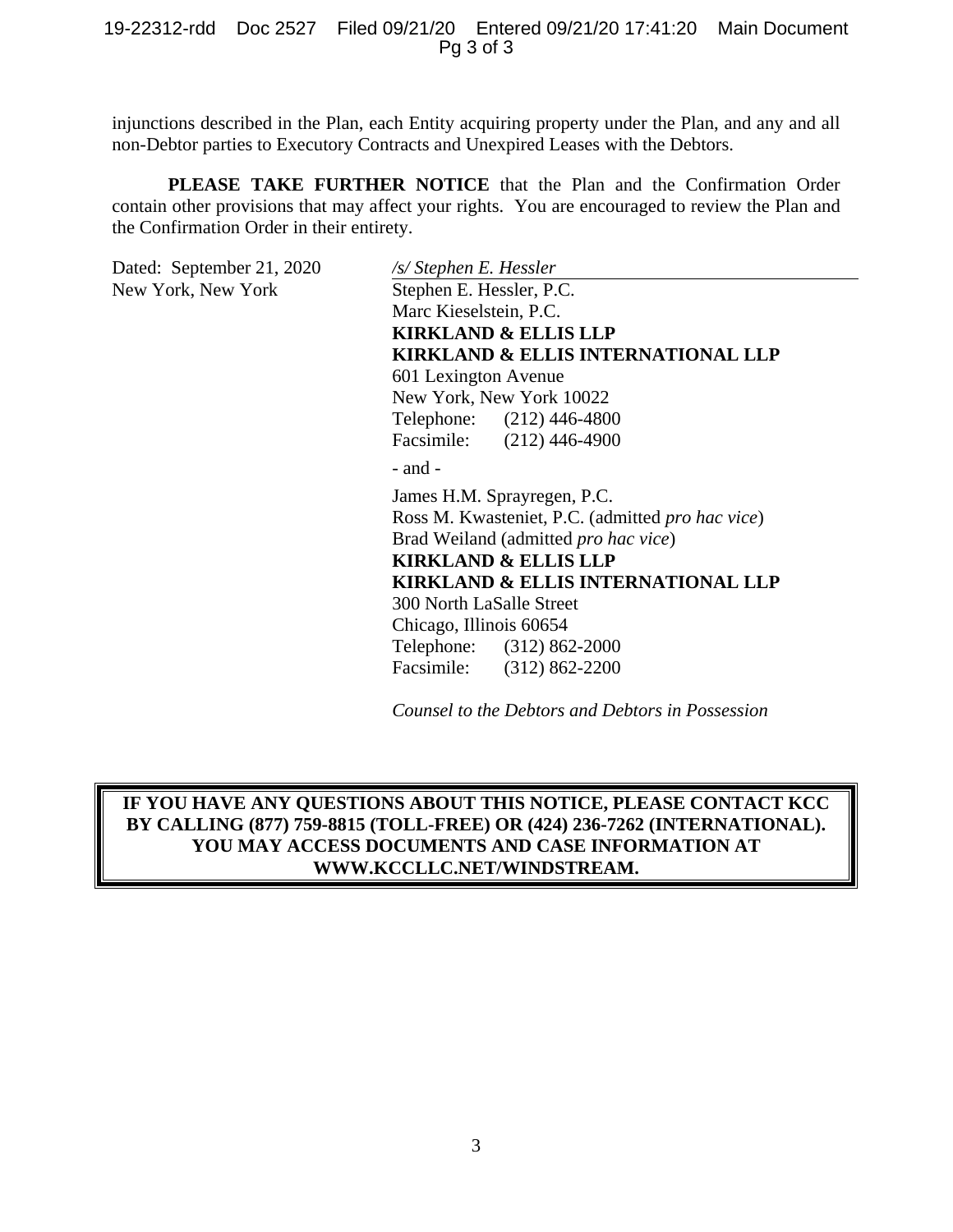injunctions described in the Plan, each Entity acquiring property under the Plan, and any and all non-Debtor parties to Executory Contracts and Unexpired Leases with the Debtors.

**PLEASE TAKE FURTHER NOTICE** that the Plan and the Confirmation Order contain other provisions that may affect your rights. You are encouraged to review the Plan and the Confirmation Order in their entirety.

Dated: September 21, 2020
New York, New York

*/s/ Stephen E. Hessler*
Stephen E. Hessler, P.C.
Marc Kieselstein, P.C.
**KIRKLAND & ELLIS LLP**
**KIRKLAND & ELLIS INTERNATIONAL LLP**
601 Lexington Avenue
New York, New York 10022
Telephone: (212) 446-4800
Facsimile: (212) 446-4900

\- and -

James H.M. Sprayregen, P.C.
Ross M. Kwasteniet, P.C. (admitted *pro hac vice*)
Brad Weiland (admitted *pro hac vice*)
**KIRKLAND & ELLIS LLP**
**KIRKLAND & ELLIS INTERNATIONAL LLP**
300 North LaSalle Street
Chicago, Illinois 60654
Telephone: (312) 862-2000
Facsimile: (312) 862-2200

*Counsel to the Debtors and Debtors in Possession*

**IF YOU HAVE ANY QUESTIONS ABOUT THIS NOTICE, PLEASE CONTACT KCC BY CALLING (877) 759-8815 (TOLL-FREE) OR (424) 236-7262 (INTERNATIONAL). YOU MAY ACCESS DOCUMENTS AND CASE INFORMATION AT WWW.KCCLLC.NET/WINDSTREAM.**